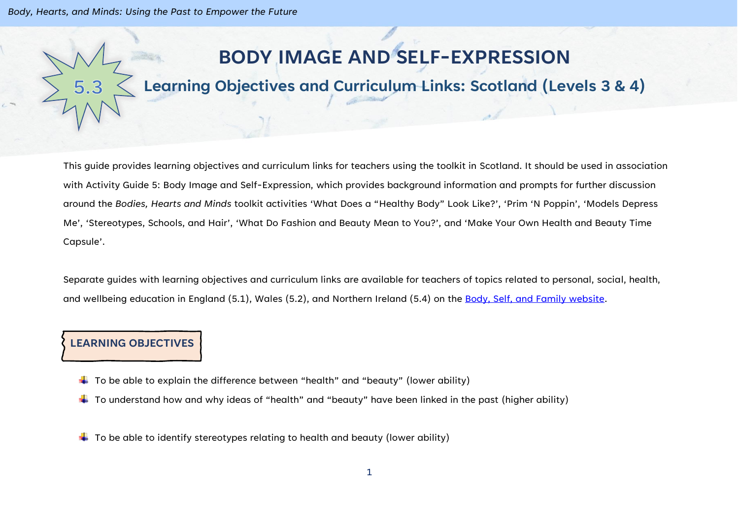# BODY IMAGE AND SELF-EXPRESSION

5.3

## Learning Objectives and Curriculum Links: Scotland (Levels 3 & 4)

This guide provides learning objectives and curriculum links for teachers using the toolkit in Scotland. It should be used in association with Activity Guide 5: Body Image and Self-Expression, which provides background information and prompts for further discussion around the *Bodies, Hearts and Minds* toolkit activities 'What Does a "Healthy Body" Look Like?', 'Prim 'N Poppin'', 'Models Depress Me', 'Stereotypes, Schools, and Hair', 'What Do Fashion and Beauty Mean to You?', and 'Make Your Own Health and Beauty Time Capsule'.

Separate guides with learning objectives and curriculum links are available for teachers of topics related to personal, social, health, and wellbeing education in England (5.1), Wales (5.2), and Northern Ireland (5.4) on the [Body, Self, and Family website](#).

### LEARNING OBJECTIVES

- To be able to explain the difference between "health" and "beauty" (lower ability)
- To understand how and why ideas of "health" and "beauty" have been linked in the past (higher ability)

- To be able to identify stereotypes relating to health and beauty (lower ability)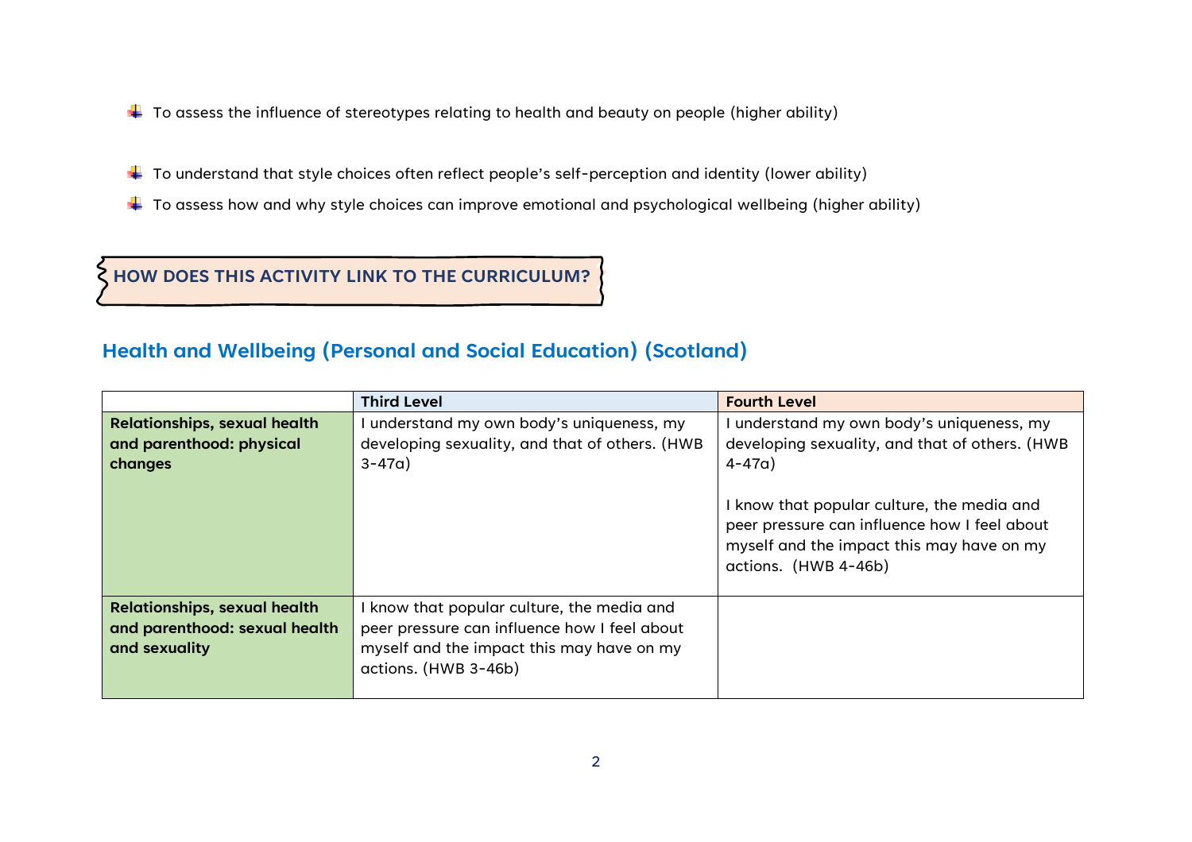- To assess the influence of stereotypes relating to health and beauty on people (higher ability)

- To understand that style choices often reflect people's self-perception and identity (lower ability)
- To assess how and why style choices can improve emotional and psychological wellbeing (higher ability)

## HOW DOES THIS ACTIVITY LINK TO THE CURRICULUM?

### Health and Wellbeing (Personal and Social Education) (Scotland)

| | Third Level | Fourth Level |
|---|---|---|
| **Relationships, sexual health and parenthood: physical changes** | I understand my own body's uniqueness, my developing sexuality, and that of others. (HWB 3-47a) | I understand my own body's uniqueness, my developing sexuality, and that of others. (HWB 4-47a)<br><br>I know that popular culture, the media and peer pressure can influence how I feel about myself and the impact this may have on my actions. (HWB 4-46b) |
| **Relationships, sexual health and parenthood: sexual health and sexuality** | I know that popular culture, the media and peer pressure can influence how I feel about myself and the impact this may have on my actions. (HWB 3-46b) | |